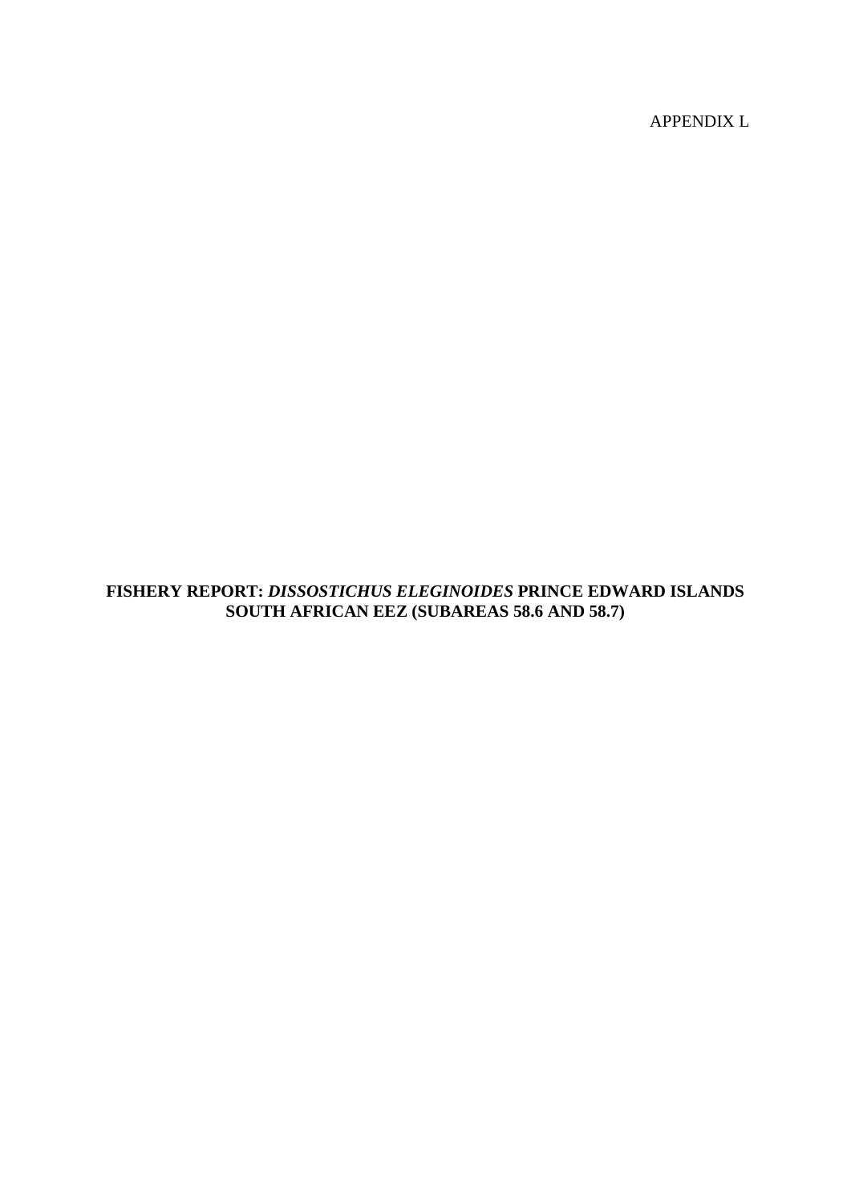APPENDIX L

# FISHERY REPORT: *DISSOSTICHUS ELEGINOIDES* PRINCE EDWARD ISLANDS SOUTH AFRICAN EEZ (SUBAREAS 58.6 AND 58.7)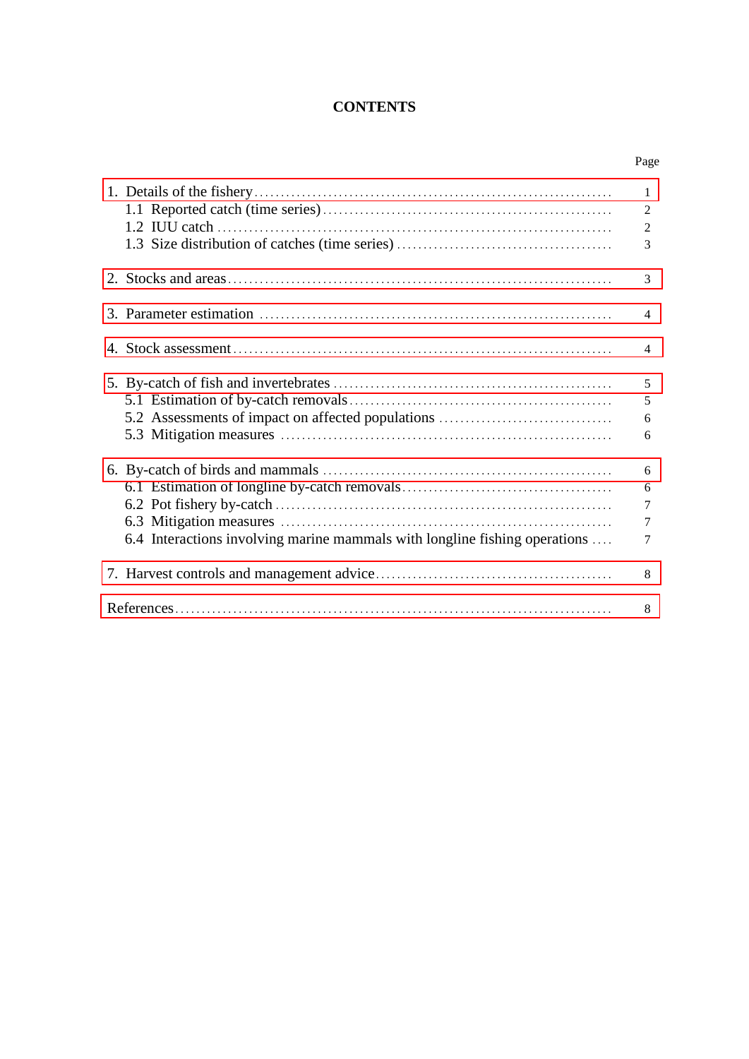# CONTENTS

| | Page |
|---|---|
| 1. Details of the fishery | 1 |
| 1.1 Reported catch (time series) | 2 |
| 1.2 IUU catch | 2 |
| 1.3 Size distribution of catches (time series) | 3 |
| 2. Stocks and areas | 3 |
| 3. Parameter estimation | 4 |
| 4. Stock assessment | 4 |
| 5. By-catch of fish and invertebrates | 5 |
| 5.1 Estimation of by-catch removals | 5 |
| 5.2 Assessments of impact on affected populations | 6 |
| 5.3 Mitigation measures | 6 |
| 6. By-catch of birds and mammals | 6 |
| 6.1 Estimation of longline by-catch removals | 6 |
| 6.2 Pot fishery by-catch | 7 |
| 6.3 Mitigation measures | 7 |
| 6.4 Interactions involving marine mammals with longline fishing operations | 7 |
| 7. Harvest controls and management advice | 8 |
| References | 8 |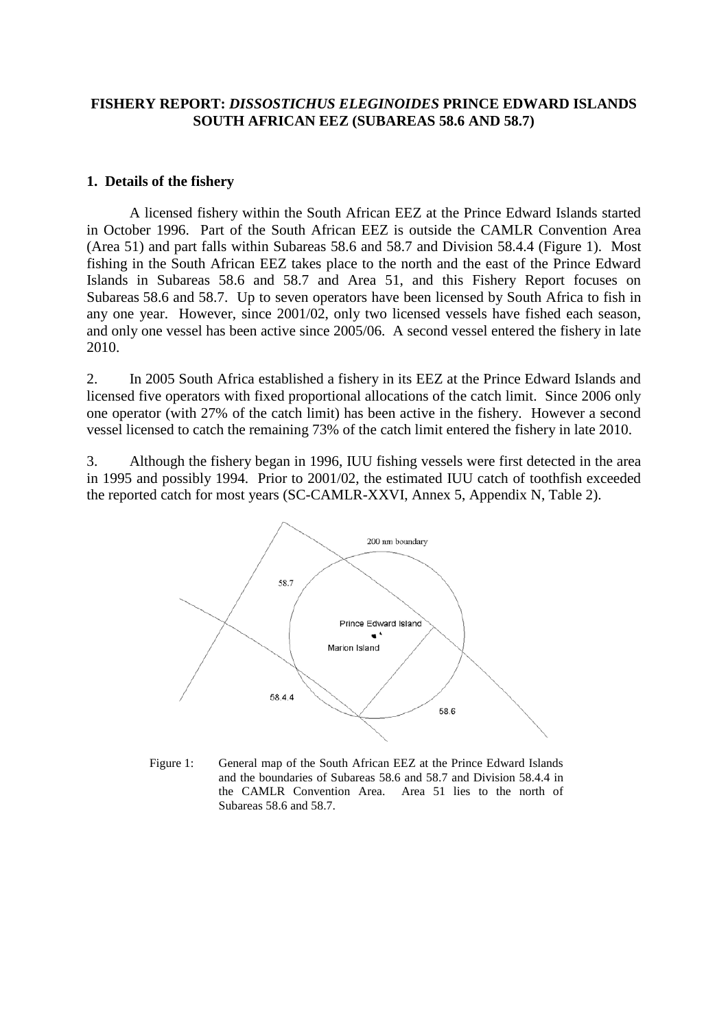**FISHERY REPORT: *DISSOSTICHUS ELEGINOIDES* PRINCE EDWARD ISLANDS SOUTH AFRICAN EEZ (SUBAREAS 58.6 AND 58.7)**

## 1. Details of the fishery

A licensed fishery within the South African EEZ at the Prince Edward Islands started in October 1996. Part of the South African EEZ is outside the CAMLR Convention Area (Area 51) and part falls within Subareas 58.6 and 58.7 and Division 58.4.4 (Figure 1). Most fishing in the South African EEZ takes place to the north and the east of the Prince Edward Islands in Subareas 58.6 and 58.7 and Area 51, and this Fishery Report focuses on Subareas 58.6 and 58.7. Up to seven operators have been licensed by South Africa to fish in any one year. However, since 2001/02, only two licensed vessels have fished each season, and only one vessel has been active since 2005/06. A second vessel entered the fishery in late 2010.

2. In 2005 South Africa established a fishery in its EEZ at the Prince Edward Islands and licensed five operators with fixed proportional allocations of the catch limit. Since 2006 only one operator (with 27% of the catch limit) has been active in the fishery. However a second vessel licensed to catch the remaining 73% of the catch limit entered the fishery in late 2010.

3. Although the fishery began in 1996, IUU fishing vessels were first detected in the area in 1995 and possibly 1994. Prior to 2001/02, the estimated IUU catch of toothfish exceeded the reported catch for most years (SC-CAMLR-XXVI, Annex 5, Appendix N, Table 2).

Figure 1: General map of the South African EEZ at the Prince Edward Islands and the boundaries of Subareas 58.6 and 58.7 and Division 58.4.4 in the CAMLR Convention Area. Area 51 lies to the north of Subareas 58.6 and 58.7.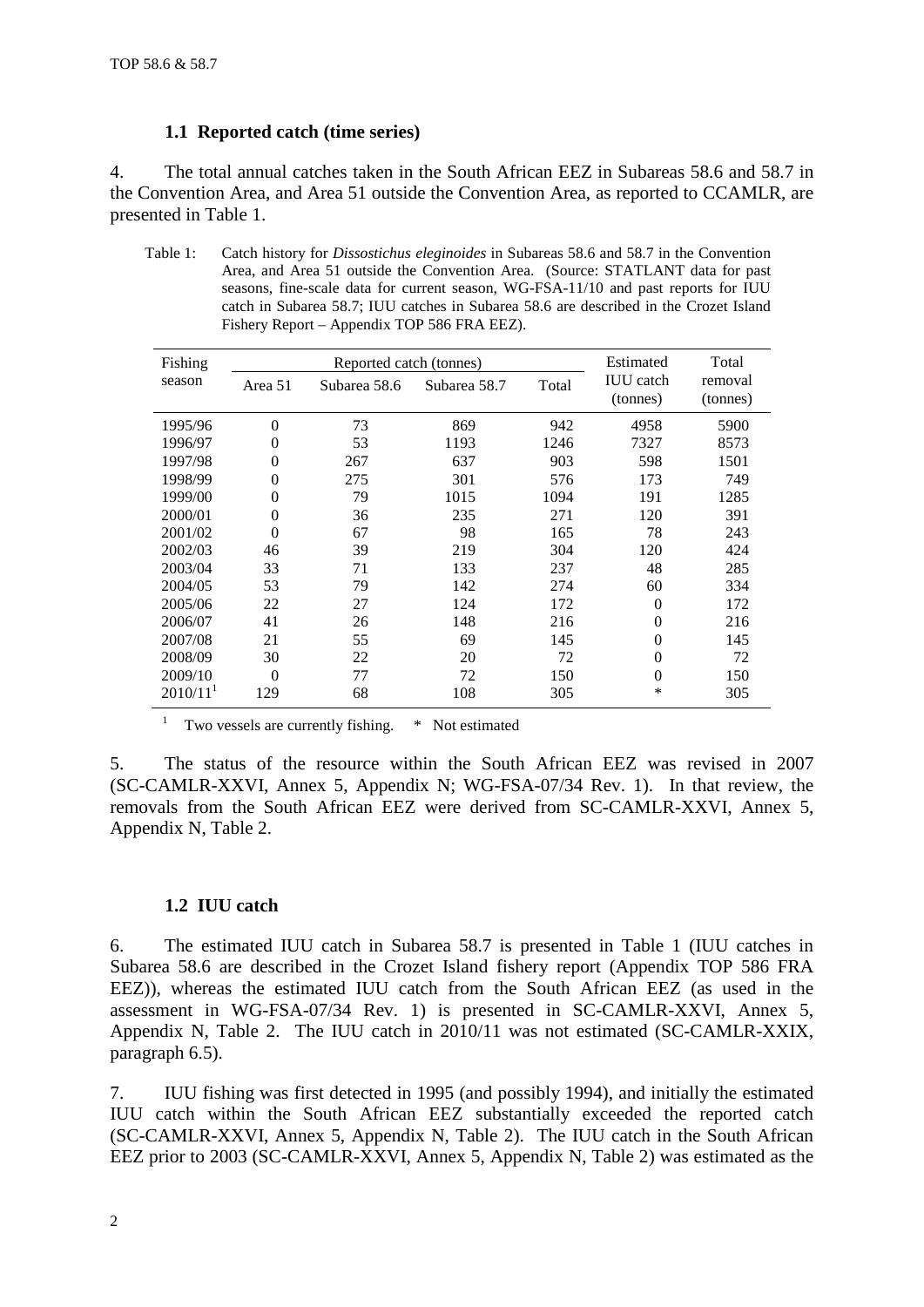## 1.1 Reported catch (time series)

4. The total annual catches taken in the South African EEZ in Subareas 58.6 and 58.7 in the Convention Area, and Area 51 outside the Convention Area, as reported to CCAMLR, are presented in Table 1.

Table 1: Catch history for *Dissostichus eleginoides* in Subareas 58.6 and 58.7 in the Convention Area, and Area 51 outside the Convention Area. (Source: STATLANT data for past seasons, fine-scale data for current season, WG-FSA-11/10 and past reports for IUU catch in Subarea 58.7; IUU catches in Subarea 58.6 are described in the Crozet Island Fishery Report – Appendix TOP 586 FRA EEZ).

| Fishing season | Reported catch (tonnes) | | | | Estimated IUU catch (tonnes) | Total removal (tonnes) |
|---|---|---|---|---|---|---|
| | Area 51 | Subarea 58.6 | Subarea 58.7 | Total | | |
| 1995/96 | 0 | 73 | 869 | 942 | 4958 | 5900 |
| 1996/97 | 0 | 53 | 1193 | 1246 | 7327 | 8573 |
| 1997/98 | 0 | 267 | 637 | 903 | 598 | 1501 |
| 1998/99 | 0 | 275 | 301 | 576 | 173 | 749 |
| 1999/00 | 0 | 79 | 1015 | 1094 | 191 | 1285 |
| 2000/01 | 0 | 36 | 235 | 271 | 120 | 391 |
| 2001/02 | 0 | 67 | 98 | 165 | 78 | 243 |
| 2002/03 | 46 | 39 | 219 | 304 | 120 | 424 |
| 2003/04 | 33 | 71 | 133 | 237 | 48 | 285 |
| 2004/05 | 53 | 79 | 142 | 274 | 60 | 334 |
| 2005/06 | 22 | 27 | 124 | 172 | 0 | 172 |
| 2006/07 | 41 | 26 | 148 | 216 | 0 | 216 |
| 2007/08 | 21 | 55 | 69 | 145 | 0 | 145 |
| 2008/09 | 30 | 22 | 20 | 72 | 0 | 72 |
| 2009/10 | 0 | 77 | 72 | 150 | 0 | 150 |
| 2010/11[1] | 129 | 68 | 108 | 305 | * | 305 |

[1] Two vessels are currently fishing. * Not estimated

5. The status of the resource within the South African EEZ was revised in 2007 (SC-CAMLR-XXVI, Annex 5, Appendix N; WG-FSA-07/34 Rev. 1). In that review, the removals from the South African EEZ were derived from SC-CAMLR-XXVI, Annex 5, Appendix N, Table 2.

## 1.2 IUU catch

6. The estimated IUU catch in Subarea 58.7 is presented in Table 1 (IUU catches in Subarea 58.6 are described in the Crozet Island fishery report (Appendix TOP 586 FRA EEZ)), whereas the estimated IUU catch from the South African EEZ (as used in the assessment in WG-FSA-07/34 Rev. 1) is presented in SC-CAMLR-XXVI, Annex 5, Appendix N, Table 2. The IUU catch in 2010/11 was not estimated (SC-CAMLR-XXIX, paragraph 6.5).

7. IUU fishing was first detected in 1995 (and possibly 1994), and initially the estimated IUU catch within the South African EEZ substantially exceeded the reported catch (SC-CAMLR-XXVI, Annex 5, Appendix N, Table 2). The IUU catch in the South African EEZ prior to 2003 (SC-CAMLR-XXVI, Annex 5, Appendix N, Table 2) was estimated as the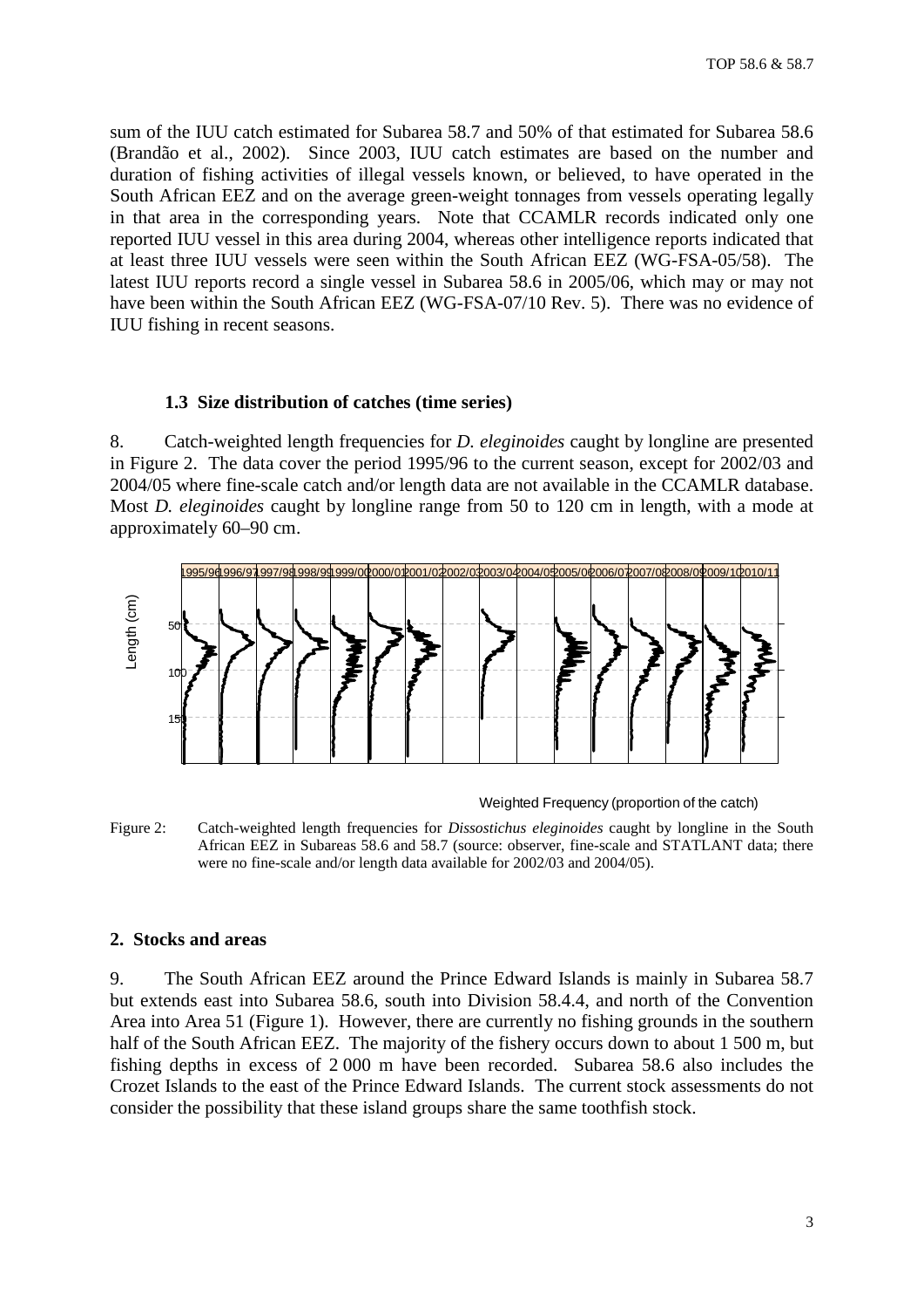sum of the IUU catch estimated for Subarea 58.7 and 50% of that estimated for Subarea 58.6 (Brandão et al., 2002). Since 2003, IUU catch estimates are based on the number and duration of fishing activities of illegal vessels known, or believed, to have operated in the South African EEZ and on the average green-weight tonnages from vessels operating legally in that area in the corresponding years. Note that CCAMLR records indicated only one reported IUU vessel in this area during 2004, whereas other intelligence reports indicated that at least three IUU vessels were seen within the South African EEZ (WG-FSA-05/58). The latest IUU reports record a single vessel in Subarea 58.6 in 2005/06, which may or may not have been within the South African EEZ (WG-FSA-07/10 Rev. 5). There was no evidence of IUU fishing in recent seasons.

### 1.3 Size distribution of catches (time series)

8. Catch-weighted length frequencies for *D. eleginoides* caught by longline are presented in Figure 2. The data cover the period 1995/96 to the current season, except for 2002/03 and 2004/05 where fine-scale catch and/or length data are not available in the CCAMLR database. Most *D. eleginoides* caught by longline range from 50 to 120 cm in length, with a mode at approximately 60–90 cm.

Figure 2: Catch-weighted length frequencies for *Dissostichus eleginoides* caught by longline in the South African EEZ in Subareas 58.6 and 58.7 (source: observer, fine-scale and STATLANT data; there were no fine-scale and/or length data available for 2002/03 and 2004/05).

## 2. Stocks and areas

9. The South African EEZ around the Prince Edward Islands is mainly in Subarea 58.7 but extends east into Subarea 58.6, south into Division 58.4.4, and north of the Convention Area into Area 51 (Figure 1). However, there are currently no fishing grounds in the southern half of the South African EEZ. The majority of the fishery occurs down to about 1 500 m, but fishing depths in excess of 2 000 m have been recorded. Subarea 58.6 also includes the Crozet Islands to the east of the Prince Edward Islands. The current stock assessments do not consider the possibility that these island groups share the same toothfish stock.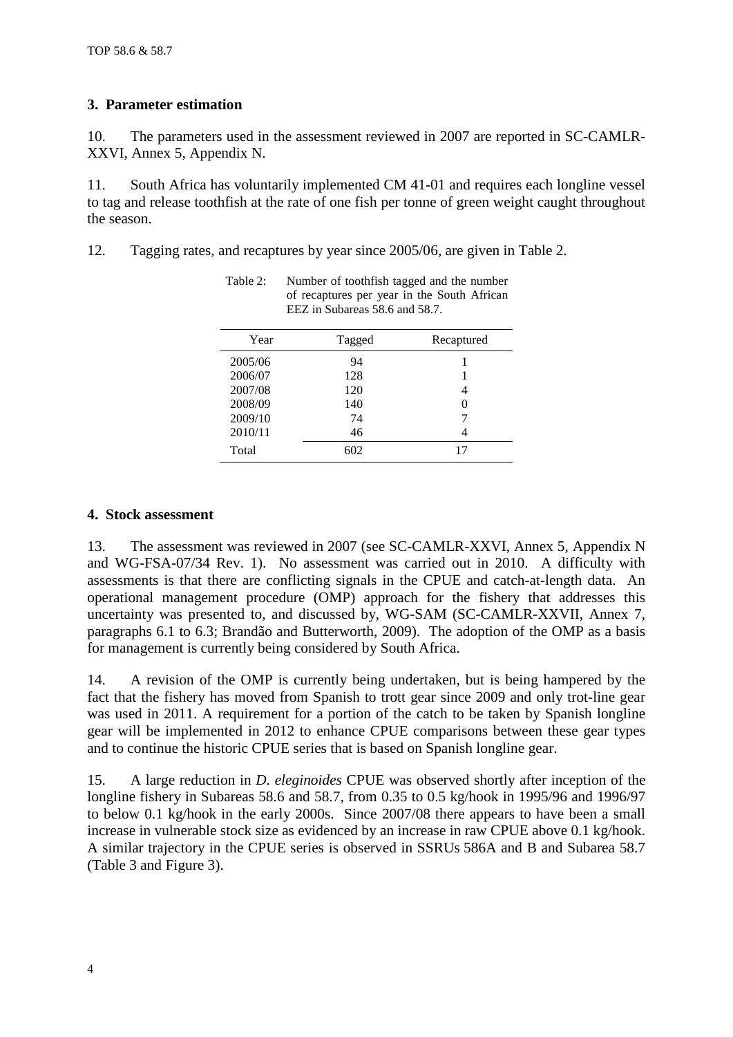## 3. Parameter estimation

10. The parameters used in the assessment reviewed in 2007 are reported in SC-CAMLR-XXVI, Annex 5, Appendix N.

11. South Africa has voluntarily implemented CM 41-01 and requires each longline vessel to tag and release toothfish at the rate of one fish per tonne of green weight caught throughout the season.

12. Tagging rates, and recaptures by year since 2005/06, are given in Table 2.

Table 2: Number of toothfish tagged and the number of recaptures per year in the South African EEZ in Subareas 58.6 and 58.7.

| Year | Tagged | Recaptured |
|---|---|---|
| 2005/06 | 94 | 1 |
| 2006/07 | 128 | 1 |
| 2007/08 | 120 | 4 |
| 2008/09 | 140 | 0 |
| 2009/10 | 74 | 7 |
| 2010/11 | 46 | 4 |
| Total | 602 | 17 |

## 4. Stock assessment

13. The assessment was reviewed in 2007 (see SC-CAMLR-XXVI, Annex 5, Appendix N and WG-FSA-07/34 Rev. 1). No assessment was carried out in 2010. A difficulty with assessments is that there are conflicting signals in the CPUE and catch-at-length data. An operational management procedure (OMP) approach for the fishery that addresses this uncertainty was presented to, and discussed by, WG-SAM (SC-CAMLR-XXVII, Annex 7, paragraphs 6.1 to 6.3; Brandão and Butterworth, 2009). The adoption of the OMP as a basis for management is currently being considered by South Africa.

14. A revision of the OMP is currently being undertaken, but is being hampered by the fact that the fishery has moved from Spanish to trott gear since 2009 and only trot-line gear was used in 2011. A requirement for a portion of the catch to be taken by Spanish longline gear will be implemented in 2012 to enhance CPUE comparisons between these gear types and to continue the historic CPUE series that is based on Spanish longline gear.

15. A large reduction in *D. eleginoides* CPUE was observed shortly after inception of the longline fishery in Subareas 58.6 and 58.7, from 0.35 to 0.5 kg/hook in 1995/96 and 1996/97 to below 0.1 kg/hook in the early 2000s. Since 2007/08 there appears to have been a small increase in vulnerable stock size as evidenced by an increase in raw CPUE above 0.1 kg/hook. A similar trajectory in the CPUE series is observed in SSRUs 586A and B and Subarea 58.7 (Table 3 and Figure 3).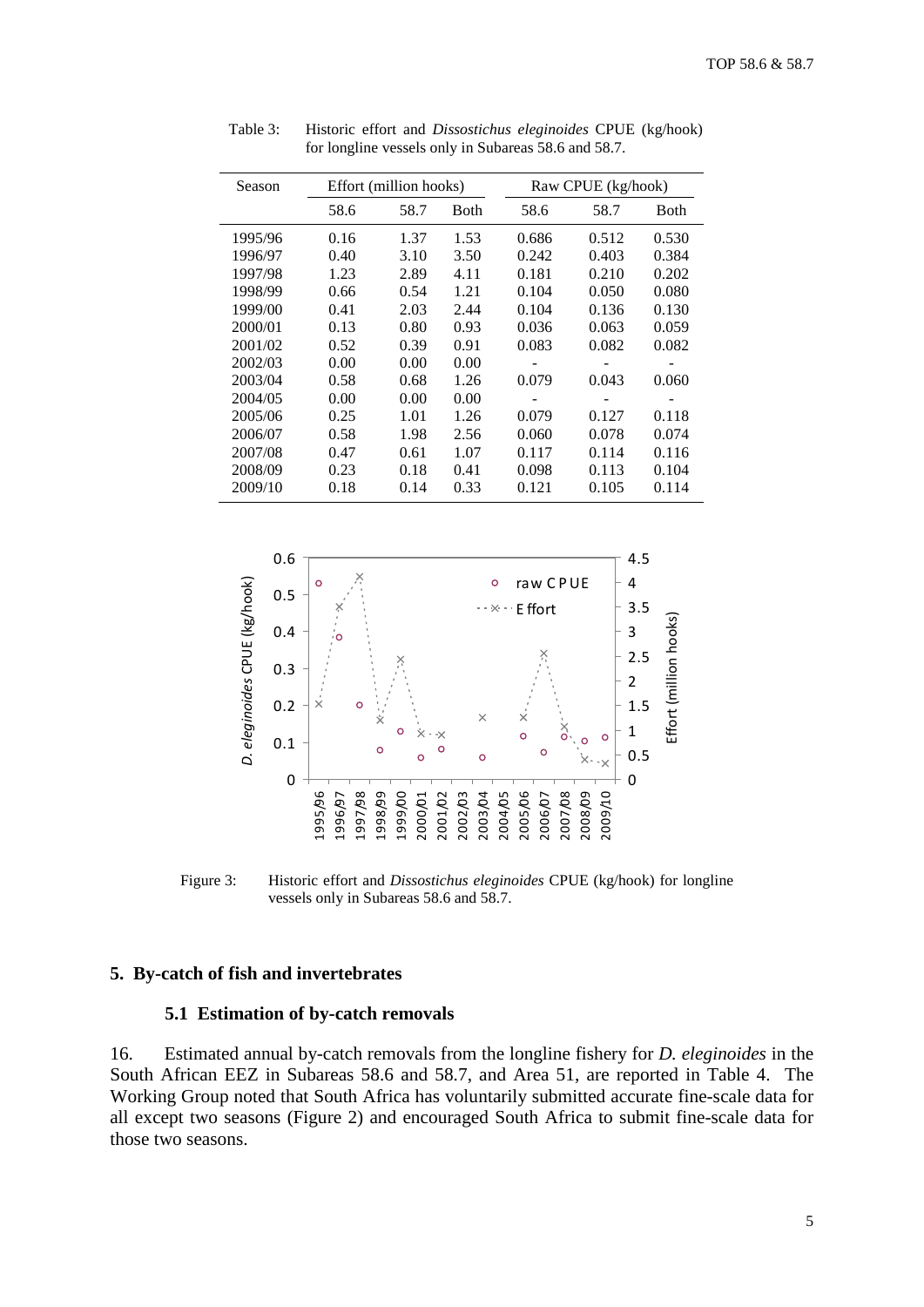Table 3: Historic effort and *Dissostichus eleginoides* CPUE (kg/hook) for longline vessels only in Subareas 58.6 and 58.7.

| Season | Effort (million hooks) | | | Raw CPUE (kg/hook) | | |
|---|---|---|---|---|---|---|
| | 58.6 | 58.7 | Both | 58.6 | 58.7 | Both |
| 1995/96 | 0.16 | 1.37 | 1.53 | 0.686 | 0.512 | 0.530 |
| 1996/97 | 0.40 | 3.10 | 3.50 | 0.242 | 0.403 | 0.384 |
| 1997/98 | 1.23 | 2.89 | 4.11 | 0.181 | 0.210 | 0.202 |
| 1998/99 | 0.66 | 0.54 | 1.21 | 0.104 | 0.050 | 0.080 |
| 1999/00 | 0.41 | 2.03 | 2.44 | 0.104 | 0.136 | 0.130 |
| 2000/01 | 0.13 | 0.80 | 0.93 | 0.036 | 0.063 | 0.059 |
| 2001/02 | 0.52 | 0.39 | 0.91 | 0.083 | 0.082 | 0.082 |
| 2002/03 | 0.00 | 0.00 | 0.00 | - | - | - |
| 2003/04 | 0.58 | 0.68 | 1.26 | 0.079 | 0.043 | 0.060 |
| 2004/05 | 0.00 | 0.00 | 0.00 | - | - | - |
| 2005/06 | 0.25 | 1.01 | 1.26 | 0.079 | 0.127 | 0.118 |
| 2006/07 | 0.58 | 1.98 | 2.56 | 0.060 | 0.078 | 0.074 |
| 2007/08 | 0.47 | 0.61 | 1.07 | 0.117 | 0.114 | 0.116 |
| 2008/09 | 0.23 | 0.18 | 0.41 | 0.098 | 0.113 | 0.104 |
| 2009/10 | 0.18 | 0.14 | 0.33 | 0.121 | 0.105 | 0.114 |

Figure 3: Historic effort and *Dissostichus eleginoides* CPUE (kg/hook) for longline vessels only in Subareas 58.6 and 58.7.

## 5. By-catch of fish and invertebrates

### 5.1 Estimation of by-catch removals

16. Estimated annual by-catch removals from the longline fishery for *D. eleginoides* in the South African EEZ in Subareas 58.6 and 58.7, and Area 51, are reported in Table 4. The Working Group noted that South Africa has voluntarily submitted accurate fine-scale data for all except two seasons (Figure 2) and encouraged South Africa to submit fine-scale data for those two seasons.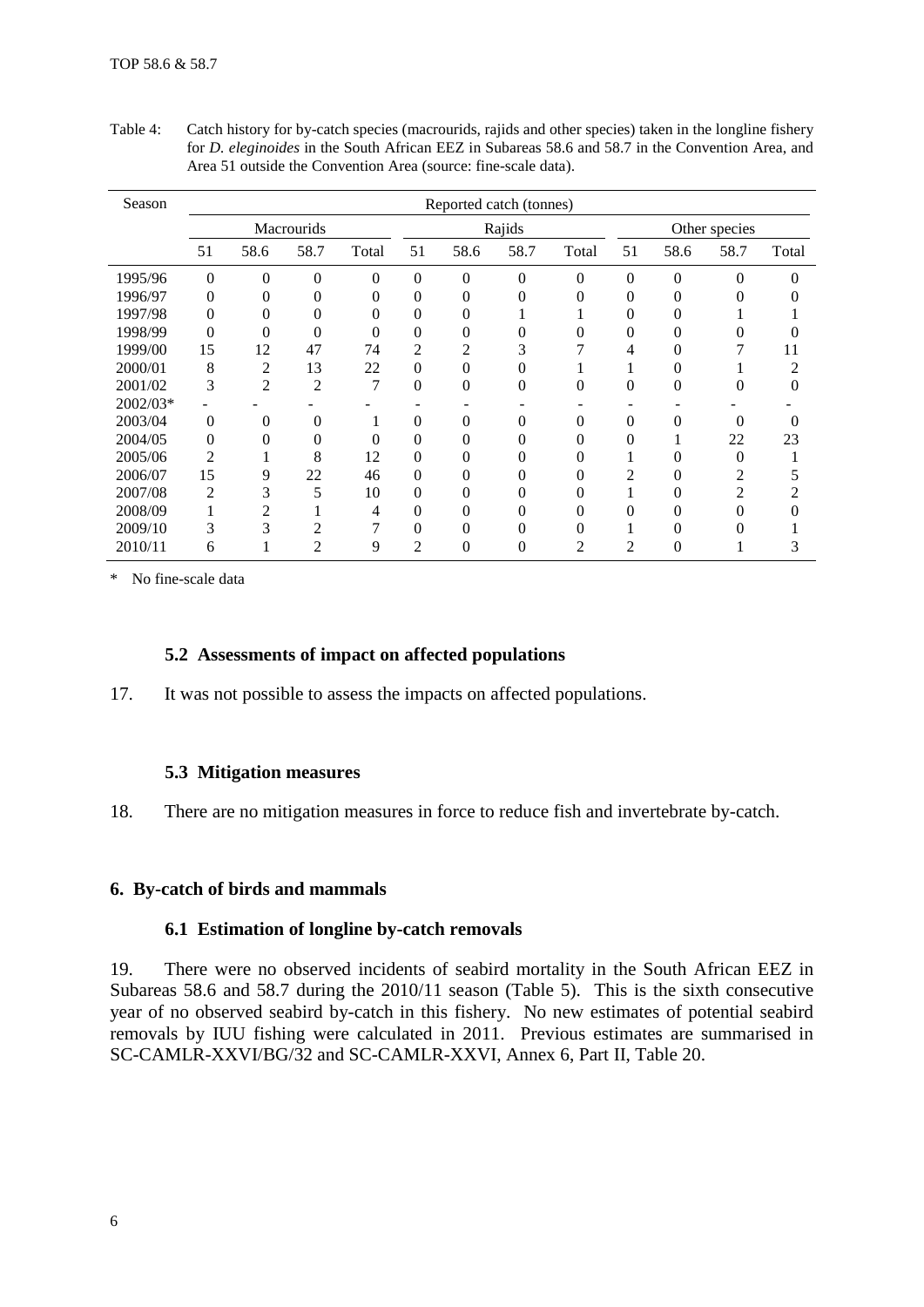Table 4: Catch history for by-catch species (macrourids, rajids and other species) taken in the longline fishery for *D. eleginoides* in the South African EEZ in Subareas 58.6 and 58.7 in the Convention Area, and Area 51 outside the Convention Area (source: fine-scale data).

| Season | Reported catch (tonnes) | | | | | | | | | | | |
|---|---|---|---|---|---|---|---|---|---|---|---|---|
| | Macrourids | | | | Rajids | | | | Other species | | | |
| | 51 | 58.6 | 58.7 | Total | 51 | 58.6 | 58.7 | Total | 51 | 58.6 | 58.7 | Total |
| 1995/96 | 0 | 0 | 0 | 0 | 0 | 0 | 0 | 0 | 0 | 0 | 0 | 0 |
| 1996/97 | 0 | 0 | 0 | 0 | 0 | 0 | 0 | 0 | 0 | 0 | 0 | 0 |
| 1997/98 | 0 | 0 | 0 | 0 | 0 | 0 | 1 | 1 | 0 | 0 | 1 | 1 |
| 1998/99 | 0 | 0 | 0 | 0 | 0 | 0 | 0 | 0 | 0 | 0 | 0 | 0 |
| 1999/00 | 15 | 12 | 47 | 74 | 2 | 2 | 3 | 7 | 4 | 0 | 7 | 11 |
| 2000/01 | 8 | 2 | 13 | 22 | 0 | 0 | 0 | 1 | 1 | 0 | 1 | 2 |
| 2001/02 | 3 | 2 | 2 | 7 | 0 | 0 | 0 | 0 | 0 | 0 | 0 | 0 |
| 2002/03* | - | - | - | - | - | - | - | - | - | - | - | - |
| 2003/04 | 0 | 0 | 0 | 1 | 0 | 0 | 0 | 0 | 0 | 0 | 0 | 0 |
| 2004/05 | 0 | 0 | 0 | 0 | 0 | 0 | 0 | 0 | 0 | 1 | 22 | 23 |
| 2005/06 | 2 | 1 | 8 | 12 | 0 | 0 | 0 | 0 | 1 | 0 | 0 | 1 |
| 2006/07 | 15 | 9 | 22 | 46 | 0 | 0 | 0 | 0 | 2 | 0 | 2 | 5 |
| 2007/08 | 2 | 3 | 5 | 10 | 0 | 0 | 0 | 0 | 1 | 0 | 2 | 2 |
| 2008/09 | 1 | 2 | 1 | 4 | 0 | 0 | 0 | 0 | 0 | 0 | 0 | 0 |
| 2009/10 | 3 | 3 | 2 | 7 | 0 | 0 | 0 | 0 | 1 | 0 | 0 | 1 |
| 2010/11 | 6 | 1 | 2 | 9 | 2 | 0 | 0 | 2 | 2 | 0 | 1 | 3 |

\* No fine-scale data

### 5.2 Assessments of impact on affected populations

17. It was not possible to assess the impacts on affected populations.

### 5.3 Mitigation measures

18. There are no mitigation measures in force to reduce fish and invertebrate by-catch.

## 6. By-catch of birds and mammals

### 6.1 Estimation of longline by-catch removals

19. There were no observed incidents of seabird mortality in the South African EEZ in Subareas 58.6 and 58.7 during the 2010/11 season (Table 5). This is the sixth consecutive year of no observed seabird by-catch in this fishery. No new estimates of potential seabird removals by IUU fishing were calculated in 2011. Previous estimates are summarised in SC-CAMLR-XXVI/BG/32 and SC-CAMLR-XXVI, Annex 6, Part II, Table 20.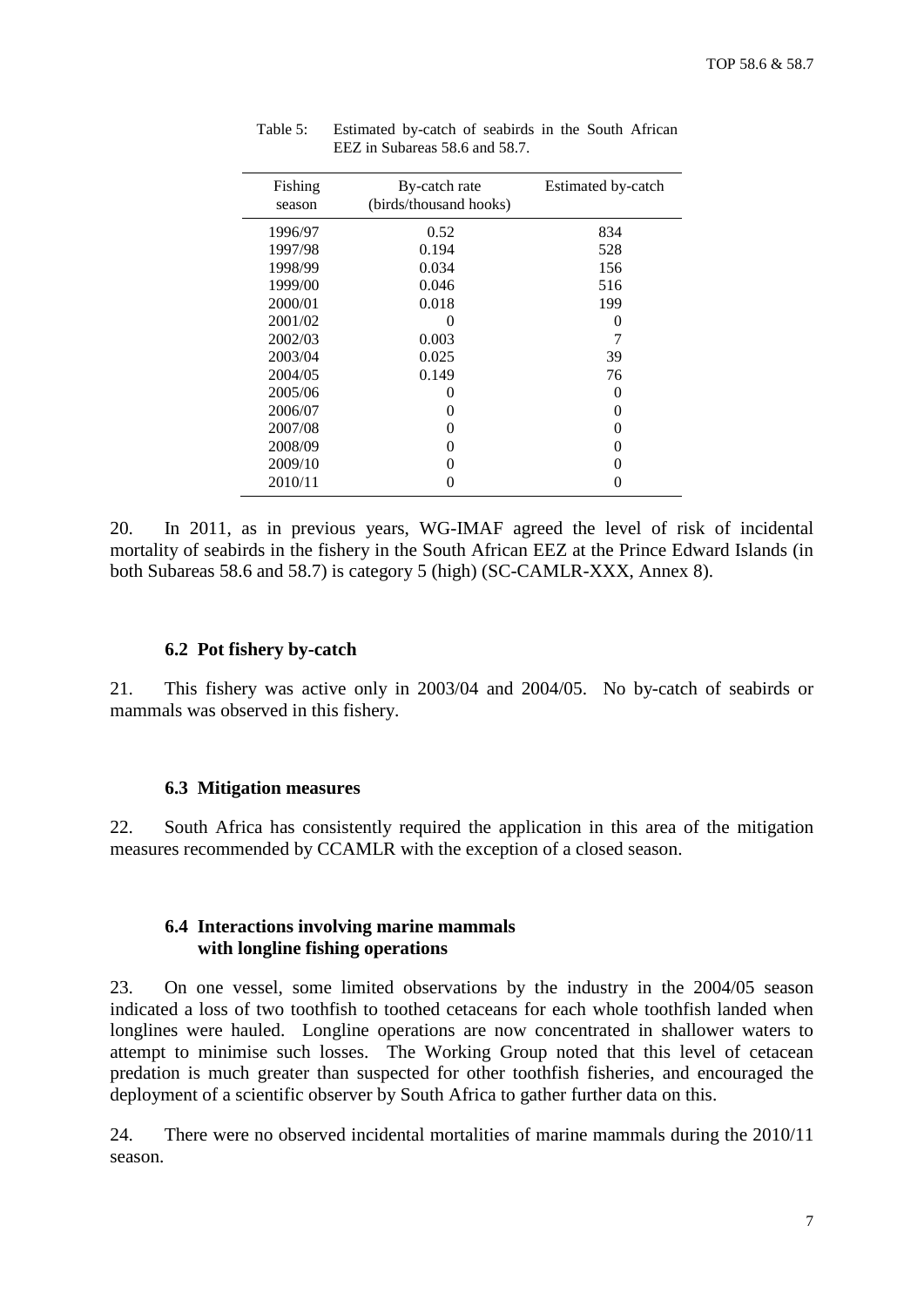Table 5: Estimated by-catch of seabirds in the South African EEZ in Subareas 58.6 and 58.7.

| Fishing season | By-catch rate (birds/thousand hooks) | Estimated by-catch |
|---|---|---|
| 1996/97 | 0.52 | 834 |
| 1997/98 | 0.194 | 528 |
| 1998/99 | 0.034 | 156 |
| 1999/00 | 0.046 | 516 |
| 2000/01 | 0.018 | 199 |
| 2001/02 | 0 | 0 |
| 2002/03 | 0.003 | 7 |
| 2003/04 | 0.025 | 39 |
| 2004/05 | 0.149 | 76 |
| 2005/06 | 0 | 0 |
| 2006/07 | 0 | 0 |
| 2007/08 | 0 | 0 |
| 2008/09 | 0 | 0 |
| 2009/10 | 0 | 0 |
| 2010/11 | 0 | 0 |

20. In 2011, as in previous years, WG-IMAF agreed the level of risk of incidental mortality of seabirds in the fishery in the South African EEZ at the Prince Edward Islands (in both Subareas 58.6 and 58.7) is category 5 (high) (SC-CAMLR-XXX, Annex 8).

### 6.2 Pot fishery by-catch

21. This fishery was active only in 2003/04 and 2004/05. No by-catch of seabirds or mammals was observed in this fishery.

### 6.3 Mitigation measures

22. South Africa has consistently required the application in this area of the mitigation measures recommended by CCAMLR with the exception of a closed season.

### 6.4 Interactions involving marine mammals with longline fishing operations

23. On one vessel, some limited observations by the industry in the 2004/05 season indicated a loss of two toothfish to toothed cetaceans for each whole toothfish landed when longlines were hauled. Longline operations are now concentrated in shallower waters to attempt to minimise such losses. The Working Group noted that this level of cetacean predation is much greater than suspected for other toothfish fisheries, and encouraged the deployment of a scientific observer by South Africa to gather further data on this.

24. There were no observed incidental mortalities of marine mammals during the 2010/11 season.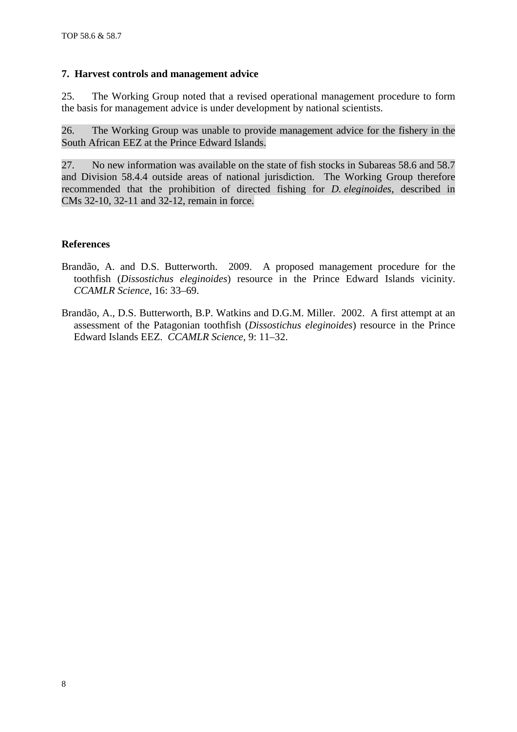## 7. Harvest controls and management advice

25. The Working Group noted that a revised operational management procedure to form the basis for management advice is under development by national scientists.

26. The Working Group was unable to provide management advice for the fishery in the South African EEZ at the Prince Edward Islands.

27. No new information was available on the state of fish stocks in Subareas 58.6 and 58.7 and Division 58.4.4 outside areas of national jurisdiction. The Working Group therefore recommended that the prohibition of directed fishing for *D. eleginoides*, described in CMs 32-10, 32-11 and 32-12, remain in force.

## References

Brandão, A. and D.S. Butterworth. 2009. A proposed management procedure for the toothfish (*Dissostichus eleginoides*) resource in the Prince Edward Islands vicinity. *CCAMLR Science*, 16: 33–69.

Brandão, A., D.S. Butterworth, B.P. Watkins and D.G.M. Miller. 2002. A first attempt at an assessment of the Patagonian toothfish (*Dissostichus eleginoides*) resource in the Prince Edward Islands EEZ. *CCAMLR Science*, 9: 11–32.